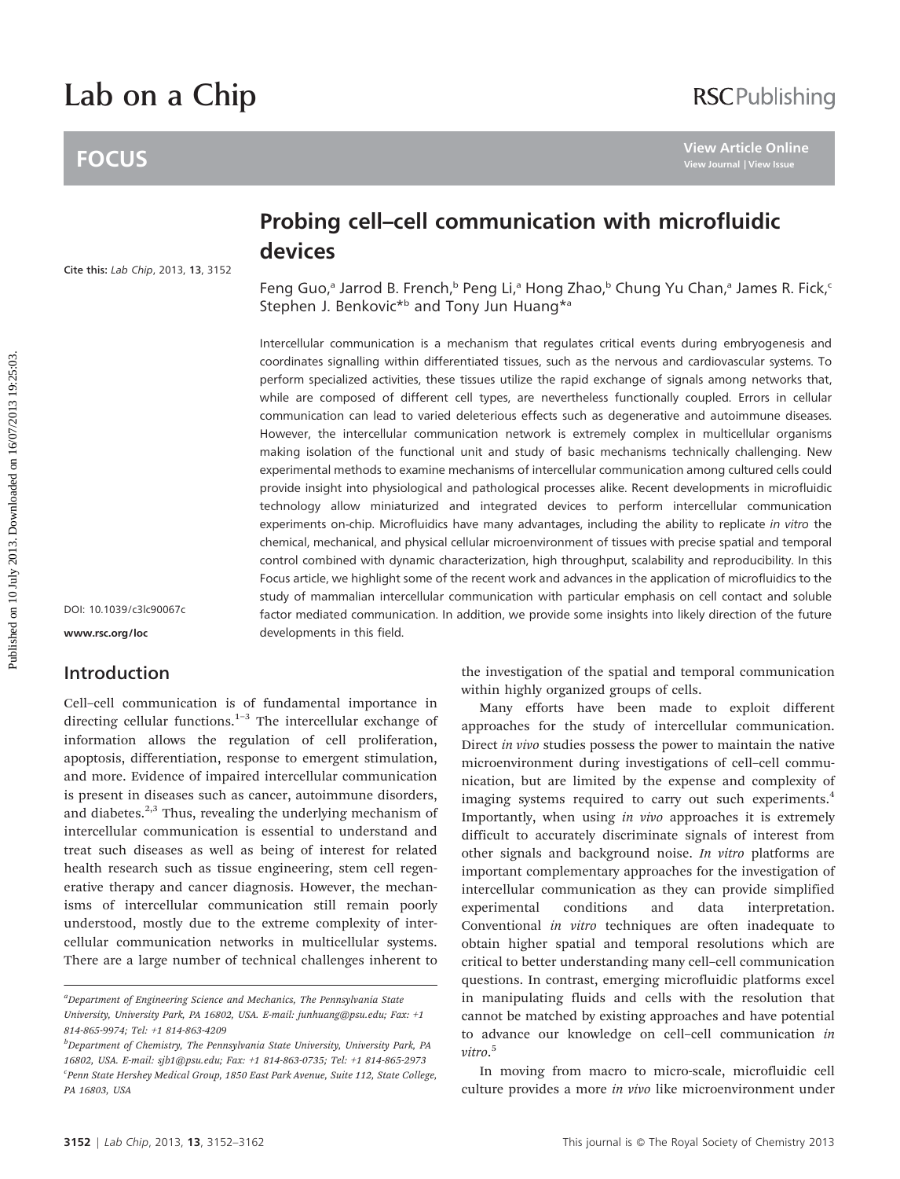# Lab on a Chip

## FOCUS

Cite this: *Lab Chip*, 2013, **13**, 3152

# Probing cell–cell communication with microfluidic devices

Feng Guo,[a] Jarrod B. French,[b] Peng Li,[a] Hong Zhao,[b] Chung Yu Chan,[a] James R. Fick,[c] Stephen J. Benkovic*[b] and Tony Jun Huang*[a]

Intercellular communication is a mechanism that regulates critical events during embryogenesis and coordinates signalling within differentiated tissues, such as the nervous and cardiovascular systems. To perform specialized activities, these tissues utilize the rapid exchange of signals among networks that, while are composed of different cell types, are nevertheless functionally coupled. Errors in cellular communication can lead to varied deleterious effects such as degenerative and autoimmune diseases. However, the intercellular communication network is extremely complex in multicellular organisms making isolation of the functional unit and study of basic mechanisms technically challenging. New experimental methods to examine mechanisms of intercellular communication among cultured cells could provide insight into physiological and pathological processes alike. Recent developments in microfluidic technology allow miniaturized and integrated devices to perform intercellular communication experiments on-chip. Microfluidics have many advantages, including the ability to replicate *in vitro* the chemical, mechanical, and physical cellular microenvironment of tissues with precise spatial and temporal control combined with dynamic characterization, high throughput, scalability and reproducibility. In this Focus article, we highlight some of the recent work and advances in the application of microfluidics to the study of mammalian intercellular communication with particular emphasis on cell contact and soluble factor mediated communication. In addition, we provide some insights into likely direction of the future developments in this field.

DOI: 10.1039/c3lc90067c

www.rsc.org/loc

## Introduction

Cell–cell communication is of fundamental importance in directing cellular functions.[1–3] The intercellular exchange of information allows the regulation of cell proliferation, apoptosis, differentiation, response to emergent stimulation, and more. Evidence of impaired intercellular communication is present in diseases such as cancer, autoimmune disorders, and diabetes.[2,3] Thus, revealing the underlying mechanism of intercellular communication is essential to understand and treat such diseases as well as being of interest for related health research such as tissue engineering, stem cell regenerative therapy and cancer diagnosis. However, the mechanisms of intercellular communication still remain poorly understood, mostly due to the extreme complexity of intercellular communication networks in multicellular systems. There are a large number of technical challenges inherent to the investigation of the spatial and temporal communication within highly organized groups of cells.

Many efforts have been made to exploit different approaches for the study of intercellular communication. Direct *in vivo* studies possess the power to maintain the native microenvironment during investigations of cell–cell communication, but are limited by the expense and complexity of imaging systems required to carry out such experiments.[4] Importantly, when using *in vivo* approaches it is extremely difficult to accurately discriminate signals of interest from other signals and background noise. *In vitro* platforms are important complementary approaches for the investigation of intercellular communication as they can provide simplified experimental conditions and data interpretation. Conventional *in vitro* techniques are often inadequate to obtain higher spatial and temporal resolutions which are critical to better understanding many cell–cell communication questions. In contrast, emerging microfluidic platforms excel in manipulating fluids and cells with the resolution that cannot be matched by existing approaches and have potential to advance our knowledge on cell–cell communication *in vitro*.[5]

In moving from macro to micro-scale, microfluidic cell culture provides a more *in vivo* like microenvironment under

---

[a]Department of Engineering Science and Mechanics, The Pennsylvania State University, University Park, PA 16802, USA. E-mail: junhuang@psu.edu; Fax: +1 814-865-9974; Tel: +1 814-863-4209

[b]Department of Chemistry, The Pennsylvania State University, University Park, PA 16802, USA. E-mail: sjb1@psu.edu; Fax: +1 814-863-0735; Tel: +1 814-865-2973

[c]Penn State Hershey Medical Group, 1850 East Park Avenue, Suite 112, State College, PA 16803, USA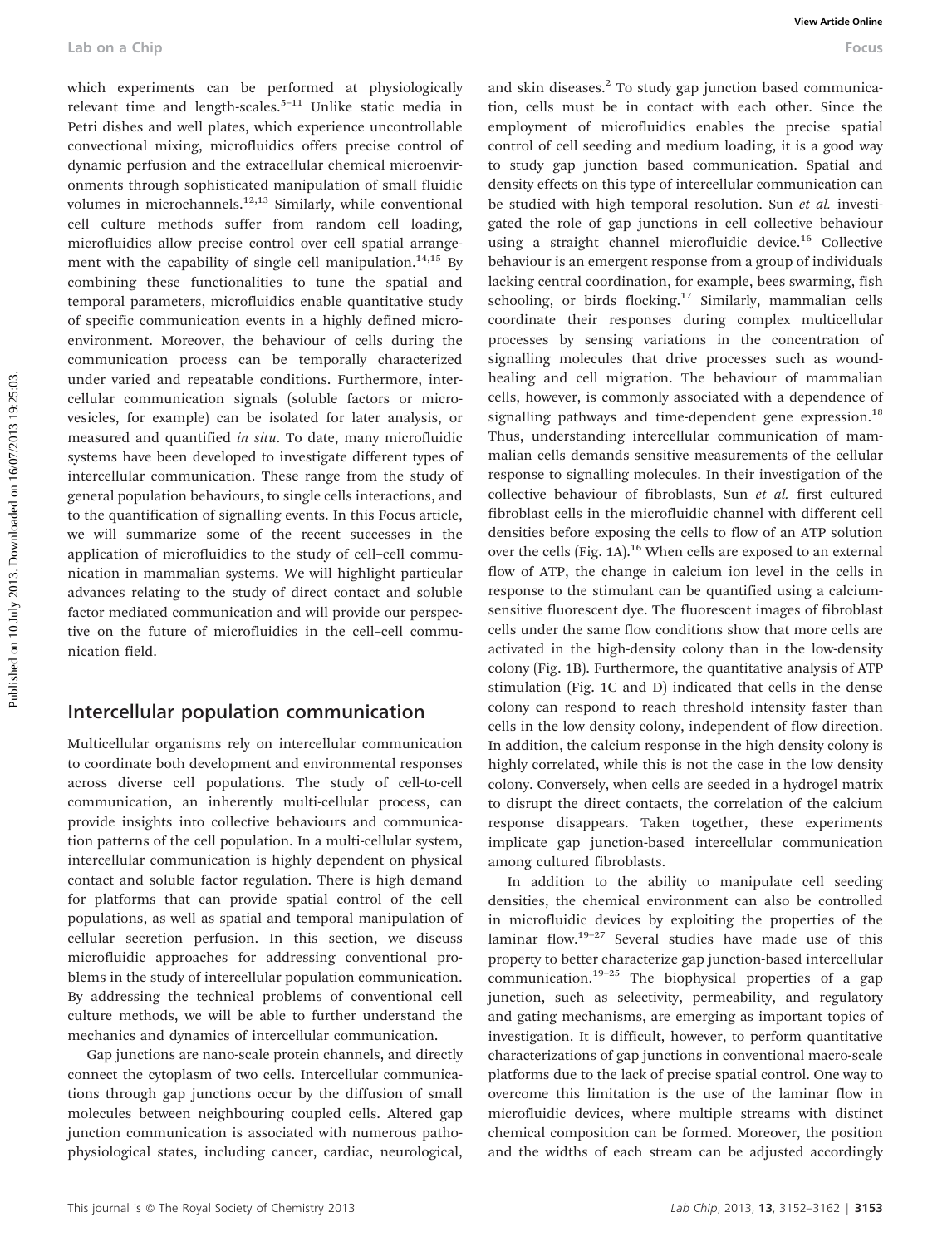which experiments can be performed at physiologically relevant time and length-scales.[5–11] Unlike static media in Petri dishes and well plates, which experience uncontrollable convectional mixing, microfluidics offers precise control of dynamic perfusion and the extracellular chemical microenvironments through sophisticated manipulation of small fluidic volumes in microchannels.[12,13] Similarly, while conventional cell culture methods suffer from random cell loading, microfluidics allow precise control over cell spatial arrangement with the capability of single cell manipulation.[14,15] By combining these functionalities to tune the spatial and temporal parameters, microfluidics enable quantitative study of specific communication events in a highly defined microenvironment. Moreover, the behaviour of cells during the communication process can be temporally characterized under varied and repeatable conditions. Furthermore, intercellular communication signals (soluble factors or microvesicles, for example) can be isolated for later analysis, or measured and quantified *in situ*. To date, many microfluidic systems have been developed to investigate different types of intercellular communication. These range from the study of general population behaviours, to single cells interactions, and to the quantification of signalling events. In this Focus article, we will summarize some of the recent successes in the application of microfluidics to the study of cell–cell communication in mammalian systems. We will highlight particular advances relating to the study of direct contact and soluble factor mediated communication and will provide our perspective on the future of microfluidics in the cell–cell communication field.

## Intercellular population communication

Multicellular organisms rely on intercellular communication to coordinate both development and environmental responses across diverse cell populations. The study of cell-to-cell communication, an inherently multi-cellular process, can provide insights into collective behaviours and communication patterns of the cell population. In a multi-cellular system, intercellular communication is highly dependent on physical contact and soluble factor regulation. There is high demand for platforms that can provide spatial control of the cell populations, as well as spatial and temporal manipulation of cellular secretion perfusion. In this section, we discuss microfluidic approaches for addressing conventional problems in the study of intercellular population communication. By addressing the technical problems of conventional cell culture methods, we will be able to further understand the mechanics and dynamics of intercellular communication.

Gap junctions are nano-scale protein channels, and directly connect the cytoplasm of two cells. Intercellular communications through gap junctions occur by the diffusion of small molecules between neighbouring coupled cells. Altered gap junction communication is associated with numerous pathophysiological states, including cancer, cardiac, neurological, and skin diseases.[2] To study gap junction based communication, cells must be in contact with each other. Since the employment of microfluidics enables the precise spatial control of cell seeding and medium loading, it is a good way to study gap junction based communication. Spatial and density effects on this type of intercellular communication can be studied with high temporal resolution. Sun *et al.* investigated the role of gap junctions in cell collective behaviour using a straight channel microfluidic device.[16] Collective behaviour is an emergent response from a group of individuals lacking central coordination, for example, bees swarming, fish schooling, or birds flocking.[17] Similarly, mammalian cells coordinate their responses during complex multicellular processes by sensing variations in the concentration of signalling molecules that drive processes such as wound-healing and cell migration. The behaviour of mammalian cells, however, is commonly associated with a dependence of signalling pathways and time-dependent gene expression.[18] Thus, understanding intercellular communication of mammalian cells demands sensitive measurements of the cellular response to signalling molecules. In their investigation of the collective behaviour of fibroblasts, Sun *et al.* first cultured fibroblast cells in the microfluidic channel with different cell densities before exposing the cells to flow of an ATP solution over the cells (Fig. 1A).[16] When cells are exposed to an external flow of ATP, the change in calcium ion level in the cells in response to the stimulant can be quantified using a calcium-sensitive fluorescent dye. The fluorescent images of fibroblast cells under the same flow conditions show that more cells are activated in the high-density colony than in the low-density colony (Fig. 1B). Furthermore, the quantitative analysis of ATP stimulation (Fig. 1C and D) indicated that cells in the dense colony can respond to reach threshold intensity faster than cells in the low density colony, independent of flow direction. In addition, the calcium response in the high density colony is highly correlated, while this is not the case in the low density colony. Conversely, when cells are seeded in a hydrogel matrix to disrupt the direct contacts, the correlation of the calcium response disappears. Taken together, these experiments implicate gap junction-based intercellular communication among cultured fibroblasts.

In addition to the ability to manipulate cell seeding densities, the chemical environment can also be controlled in microfluidic devices by exploiting the properties of the laminar flow.[19–27] Several studies have made use of this property to better characterize gap junction-based intercellular communication.[19–25] The biophysical properties of a gap junction, such as selectivity, permeability, and regulatory and gating mechanisms, are emerging as important topics of investigation. It is difficult, however, to perform quantitative characterizations of gap junctions in conventional macro-scale platforms due to the lack of precise spatial control. One way to overcome this limitation is the use of the laminar flow in microfluidic devices, where multiple streams with distinct chemical composition can be formed. Moreover, the position and the widths of each stream can be adjusted accordingly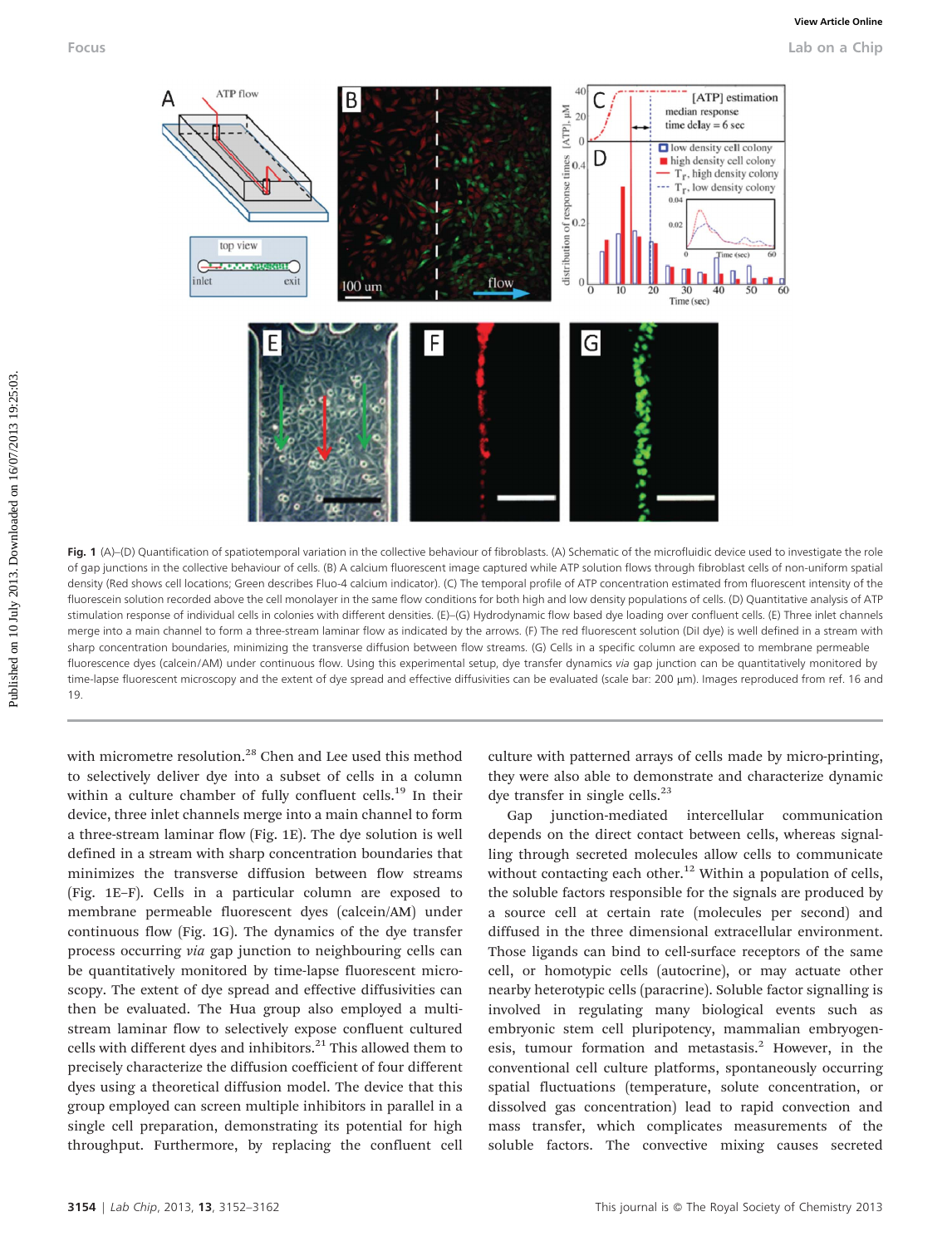Fig. 1 (A)–(D) Quantification of spatiotemporal variation in the collective behaviour of fibroblasts. (A) Schematic of the microfluidic device used to investigate the role of gap junctions in the collective behaviour of cells. (B) A calcium fluorescent image captured while ATP solution flows through fibroblast cells of non-uniform spatial density (Red shows cell locations; Green describes Fluo-4 calcium indicator). (C) The temporal profile of ATP concentration estimated from fluorescent intensity of the fluorescein solution recorded above the cell monolayer in the same flow conditions for both high and low density populations of cells. (D) Quantitative analysis of ATP stimulation response of individual cells in colonies with different densities. (E)–(G) Hydrodynamic flow based dye loading over confluent cells. (E) Three inlet channels merge into a main channel to form a three-stream laminar flow as indicated by the arrows. (F) The red fluorescent solution (DiI dye) is well defined in a stream with sharp concentration boundaries, minimizing the transverse diffusion between flow streams. (G) Cells in a specific column are exposed to membrane permeable fluorescence dyes (calcein/AM) under continuous flow. Using this experimental setup, dye transfer dynamics *via* gap junction can be quantitatively monitored by time-lapse fluorescent microscopy and the extent of dye spread and effective diffusivities can be evaluated (scale bar: 200 μm). Images reproduced from ref. 16 and 19.

with micrometre resolution.[28] Chen and Lee used this method to selectively deliver dye into a subset of cells in a column within a culture chamber of fully confluent cells.[19] In their device, three inlet channels merge into a main channel to form a three-stream laminar flow (Fig. 1E). The dye solution is well defined in a stream with sharp concentration boundaries that minimizes the transverse diffusion between flow streams (Fig. 1E–F). Cells in a particular column are exposed to membrane permeable fluorescent dyes (calcein/AM) under continuous flow (Fig. 1G). The dynamics of the dye transfer process occurring *via* gap junction to neighbouring cells can be quantitatively monitored by time-lapse fluorescent microscopy. The extent of dye spread and effective diffusivities can then be evaluated. The Hua group also employed a multi-stream laminar flow to selectively expose confluent cultured cells with different dyes and inhibitors.[21] This allowed them to precisely characterize the diffusion coefficient of four different dyes using a theoretical diffusion model. The device that this group employed can screen multiple inhibitors in parallel in a single cell preparation, demonstrating its potential for high throughput. Furthermore, by replacing the confluent cell culture with patterned arrays of cells made by micro-printing, they were also able to demonstrate and characterize dynamic dye transfer in single cells.[23]

Gap junction-mediated intercellular communication depends on the direct contact between cells, whereas signalling through secreted molecules allow cells to communicate without contacting each other.[12] Within a population of cells, the soluble factors responsible for the signals are produced by a source cell at certain rate (molecules per second) and diffused in the three dimensional extracellular environment. Those ligands can bind to cell-surface receptors of the same cell, or homotypic cells (autocrine), or may actuate other nearby heterotypic cells (paracrine). Soluble factor signalling is involved in regulating many biological events such as embryonic stem cell pluripotency, mammalian embryogenesis, tumour formation and metastasis.[2] However, in the conventional cell culture platforms, spontaneously occurring spatial fluctuations (temperature, solute concentration, or dissolved gas concentration) lead to rapid convection and mass transfer, which complicates measurements of the soluble factors. The convective mixing causes secreted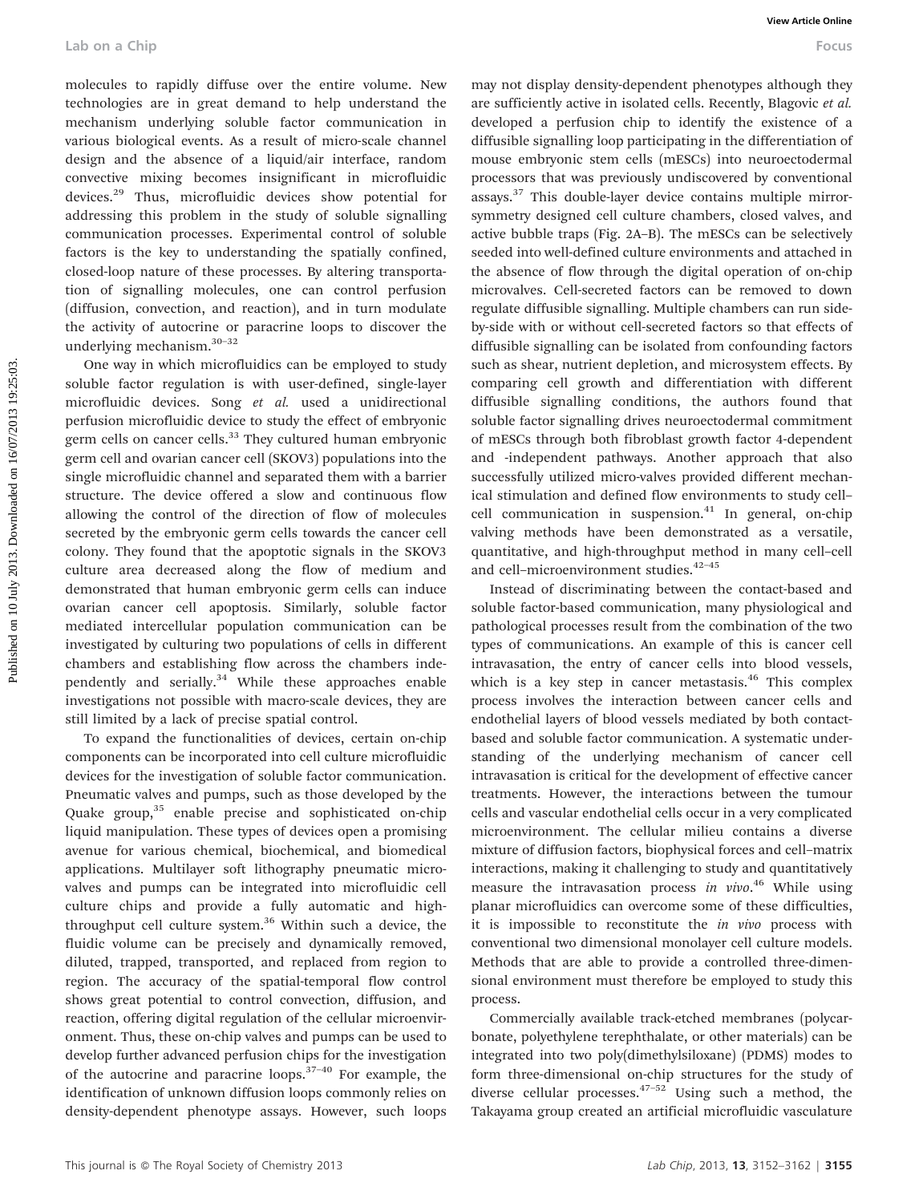molecules to rapidly diffuse over the entire volume. New technologies are in great demand to help understand the mechanism underlying soluble factor communication in various biological events. As a result of micro-scale channel design and the absence of a liquid/air interface, random convective mixing becomes insignificant in microfluidic devices.[29] Thus, microfluidic devices show potential for addressing this problem in the study of soluble signalling communication processes. Experimental control of soluble factors is the key to understanding the spatially confined, closed-loop nature of these processes. By altering transportation of signalling molecules, one can control perfusion (diffusion, convection, and reaction), and in turn modulate the activity of autocrine or paracrine loops to discover the underlying mechanism.[30–32]

One way in which microfluidics can be employed to study soluble factor regulation is with user-defined, single-layer microfluidic devices. Song *et al.* used a unidirectional perfusion microfluidic device to study the effect of embryonic germ cells on cancer cells.[33] They cultured human embryonic germ cell and ovarian cancer cell (SKOV3) populations into the single microfluidic channel and separated them with a barrier structure. The device offered a slow and continuous flow allowing the control of the direction of flow of molecules secreted by the embryonic germ cells towards the cancer cell colony. They found that the apoptotic signals in the SKOV3 culture area decreased along the flow of medium and demonstrated that human embryonic germ cells can induce ovarian cancer cell apoptosis. Similarly, soluble factor mediated intercellular population communication can be investigated by culturing two populations of cells in different chambers and establishing flow across the chambers independently and serially.[34] While these approaches enable investigations not possible with macro-scale devices, they are still limited by a lack of precise spatial control.

To expand the functionalities of devices, certain on-chip components can be incorporated into cell culture microfluidic devices for the investigation of soluble factor communication. Pneumatic valves and pumps, such as those developed by the Quake group,[35] enable precise and sophisticated on-chip liquid manipulation. These types of devices open a promising avenue for various chemical, biochemical, and biomedical applications. Multilayer soft lithography pneumatic microvalves and pumps can be integrated into microfluidic cell culture chips and provide a fully automatic and high-throughput cell culture system.[36] Within such a device, the fluidic volume can be precisely and dynamically removed, diluted, trapped, transported, and replaced from region to region. The accuracy of the spatial-temporal flow control shows great potential to control convection, diffusion, and reaction, offering digital regulation of the cellular microenvironment. Thus, these on-chip valves and pumps can be used to develop further advanced perfusion chips for the investigation of the autocrine and paracrine loops.[37–40] For example, the identification of unknown diffusion loops commonly relies on density-dependent phenotype assays. However, such loops may not display density-dependent phenotypes although they are sufficiently active in isolated cells. Recently, Blagovic *et al.* developed a perfusion chip to identify the existence of a diffusible signalling loop participating in the differentiation of mouse embryonic stem cells (mESCs) into neuroectodermal processors that was previously undiscovered by conventional assays.[37] This double-layer device contains multiple mirror-symmetry designed cell culture chambers, closed valves, and active bubble traps (Fig. 2A–B). The mESCs can be selectively seeded into well-defined culture environments and attached in the absence of flow through the digital operation of on-chip microvalves. Cell-secreted factors can be removed to down regulate diffusible signalling. Multiple chambers can run side-by-side with or without cell-secreted factors so that effects of diffusible signalling can be isolated from confounding factors such as shear, nutrient depletion, and microsystem effects. By comparing cell growth and differentiation with different diffusible signalling conditions, the authors found that soluble factor signalling drives neuroectodermal commitment of mESCs through both fibroblast growth factor 4-dependent and -independent pathways. Another approach that also successfully utilized micro-valves provided different mechanical stimulation and defined flow environments to study cell–cell communication in suspension.[41] In general, on-chip valving methods have been demonstrated as a versatile, quantitative, and high-throughput method in many cell–cell and cell–microenvironment studies.[42–45]

Instead of discriminating between the contact-based and soluble factor-based communication, many physiological and pathological processes result from the combination of the two types of communications. An example of this is cancer cell intravasation, the entry of cancer cells into blood vessels, which is a key step in cancer metastasis.[46] This complex process involves the interaction between cancer cells and endothelial layers of blood vessels mediated by both contact-based and soluble factor communication. A systematic understanding of the underlying mechanism of cancer cell intravasation is critical for the development of effective cancer treatments. However, the interactions between the tumour cells and vascular endothelial cells occur in a very complicated microenvironment. The cellular milieu contains a diverse mixture of diffusion factors, biophysical forces and cell–matrix interactions, making it challenging to study and quantitatively measure the intravasation process *in vivo*.[46] While using planar microfluidics can overcome some of these difficulties, it is impossible to reconstitute the *in vivo* process with conventional two dimensional monolayer cell culture models. Methods that are able to provide a controlled three-dimensional environment must therefore be employed to study this process.

Commercially available track-etched membranes (polycarbonate, polyethylene terephthalate, or other materials) can be integrated into two poly(dimethylsiloxane) (PDMS) modes to form three-dimensional on-chip structures for the study of diverse cellular processes.[47–52] Using such a method, the Takayama group created an artificial microfluidic vasculature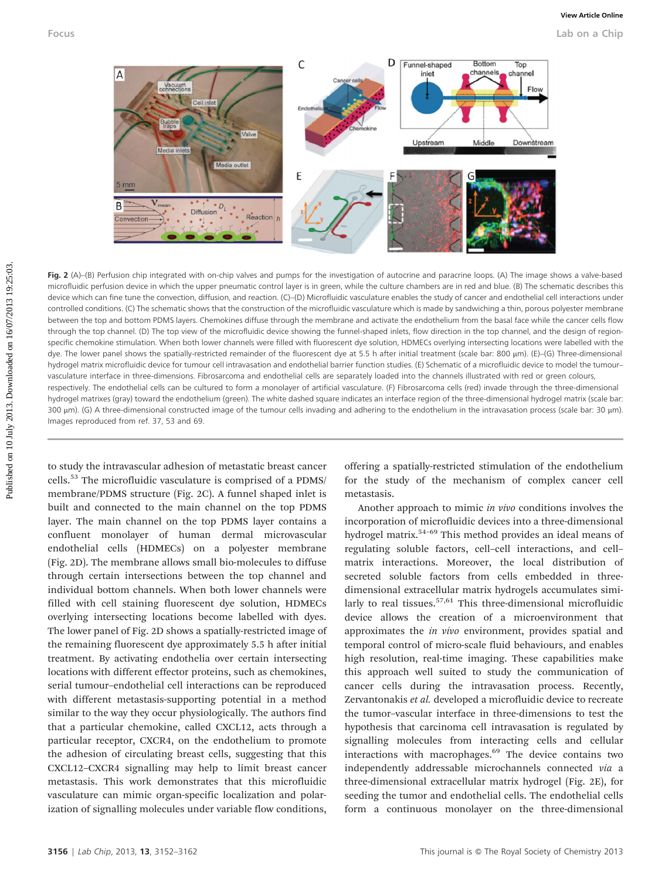**Fig. 2** (A)–(B) Perfusion chip integrated with on-chip valves and pumps for the investigation of autocrine and paracrine loops. (A) The image shows a valve-based microfluidic perfusion device in which the upper pneumatic control layer is in green, while the culture chambers are in red and blue. (B) The schematic describes this device which can fine tune the convection, diffusion, and reaction. (C)–(D) Microfluidic vasculature enables the study of cancer and endothelial cell interactions under controlled conditions. (C) The schematic shows that the construction of the microfluidic vasculature which is made by sandwiching a thin, porous polyester membrane between the top and bottom PDMS layers. Chemokines diffuse through the membrane and activate the endothelium from the basal face while the cancer cells flow through the top channel. (D) The top view of the microfluidic device showing the funnel-shaped inlets, flow direction in the top channel, and the design of region-specific chemokine stimulation. When both lower channels were filled with fluorescent dye solution, HDMECs overlying intersecting locations were labelled with the dye. The lower panel shows the spatially-restricted remainder of the fluorescent dye at 5.5 h after initial treatment (scale bar: 800 μm). (E)–(G) Three-dimensional hydrogel matrix microfluidic device for tumour cell intravasation and endothelial barrier function studies. (E) Schematic of a microfluidic device to model the tumour–vasculature interface in three-dimensions. Fibrosarcoma and endothelial cells are separately loaded into the channels illustrated with red or green colours, respectively. The endothelial cells can be cultured to form a monolayer of artificial vasculature. (F) Fibrosarcoma cells (red) invade through the three-dimensional hydrogel matrixes (gray) toward the endothelium (green). The white dashed square indicates an interface region of the three-dimensional hydrogel matrix (scale bar: 300 μm). (G) A three-dimensional constructed image of the tumour cells invading and adhering to the endothelium in the intravasation process (scale bar: 30 μm). Images reproduced from ref. 37, 53 and 69.

to study the intravascular adhesion of metastatic breast cancer cells.[53] The microfluidic vasculature is comprised of a PDMS/membrane/PDMS structure (Fig. 2C). A funnel shaped inlet is built and connected to the main channel on the top PDMS layer. The main channel on the top PDMS layer contains a confluent monolayer of human dermal microvascular endothelial cells (HDMECs) on a polyester membrane (Fig. 2D). The membrane allows small bio-molecules to diffuse through certain intersections between the top channel and individual bottom channels. When both lower channels were filled with cell staining fluorescent dye solution, HDMECs overlying intersecting locations become labelled with dyes. The lower panel of Fig. 2D shows a spatially-restricted image of the remaining fluorescent dye approximately 5.5 h after initial treatment. By activating endothelia over certain intersecting locations with different effector proteins, such as chemokines, serial tumour–endothelial cell interactions can be reproduced with different metastasis-supporting potential in a method similar to the way they occur physiologically. The authors find that a particular chemokine, called CXCL12, acts through a particular receptor, CXCR4, on the endothelium to promote the adhesion of circulating breast cells, suggesting that this CXCL12–CXCR4 signalling may help to limit breast cancer metastasis. This work demonstrates that this microfluidic vasculature can mimic organ-specific localization and polarization of signalling molecules under variable flow conditions, offering a spatially-restricted stimulation of the endothelium for the study of the mechanism of complex cancer cell metastasis.

Another approach to mimic *in vivo* conditions involves the incorporation of microfluidic devices into a three-dimensional hydrogel matrix.[54–69] This method provides an ideal means of regulating soluble factors, cell–cell interactions, and cell–matrix interactions. Moreover, the local distribution of secreted soluble factors from cells embedded in three-dimensional extracellular matrix hydrogels accumulates similarly to real tissues.[57,61] This three-dimensional microfluidic device allows the creation of a microenvironment that approximates the *in vivo* environment, provides spatial and temporal control of micro-scale fluid behaviours, and enables high resolution, real-time imaging. These capabilities make this approach well suited to study the communication of cancer cells during the intravasation process. Recently, Zervantonakis *et al.* developed a microfluidic device to recreate the tumor–vascular interface in three-dimensions to test the hypothesis that carcinoma cell intravasation is regulated by signalling molecules from interacting cells and cellular interactions with macrophages.[69] The device contains two independently addressable microchannels connected *via* a three-dimensional extracellular matrix hydrogel (Fig. 2E), for seeding the tumor and endothelial cells. The endothelial cells form a continuous monolayer on the three-dimensional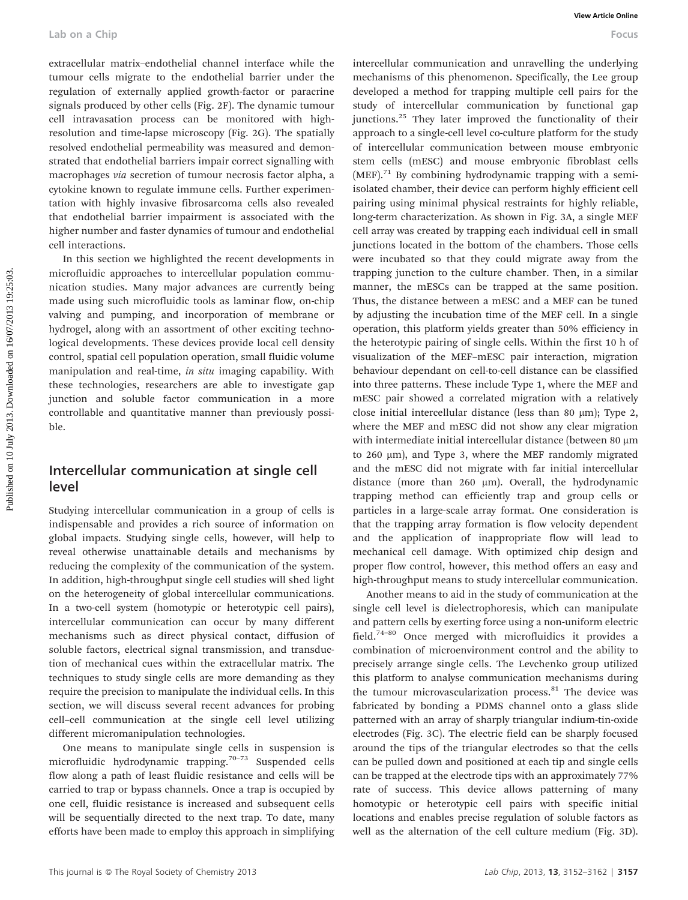extracellular matrix–endothelial channel interface while the tumour cells migrate to the endothelial barrier under the regulation of externally applied growth-factor or paracrine signals produced by other cells (Fig. 2F). The dynamic tumour cell intravasation process can be monitored with high-resolution and time-lapse microscopy (Fig. 2G). The spatially resolved endothelial permeability was measured and demonstrated that endothelial barriers impair correct signalling with macrophages *via* secretion of tumour necrosis factor alpha, a cytokine known to regulate immune cells. Further experimentation with highly invasive fibrosarcoma cells also revealed that endothelial barrier impairment is associated with the higher number and faster dynamics of tumour and endothelial cell interactions.

In this section we highlighted the recent developments in microfluidic approaches to intercellular population communication studies. Many major advances are currently being made using such microfluidic tools as laminar flow, on-chip valving and pumping, and incorporation of membrane or hydrogel, along with an assortment of other exciting technological developments. These devices provide local cell density control, spatial cell population operation, small fluidic volume manipulation and real-time, *in situ* imaging capability. With these technologies, researchers are able to investigate gap junction and soluble factor communication in a more controllable and quantitative manner than previously possible.

## Intercellular communication at single cell level

Studying intercellular communication in a group of cells is indispensable and provides a rich source of information on global impacts. Studying single cells, however, will help to reveal otherwise unattainable details and mechanisms by reducing the complexity of the communication of the system. In addition, high-throughput single cell studies will shed light on the heterogeneity of global intercellular communications. In a two-cell system (homotypic or heterotypic cell pairs), intercellular communication can occur by many different mechanisms such as direct physical contact, diffusion of soluble factors, electrical signal transmission, and transduction of mechanical cues within the extracellular matrix. The techniques to study single cells are more demanding as they require the precision to manipulate the individual cells. In this section, we will discuss several recent advances for probing cell–cell communication at the single cell level utilizing different micromanipulation technologies.

One means to manipulate single cells in suspension is microfluidic hydrodynamic trapping.[70–73] Suspended cells flow along a path of least fluidic resistance and cells will be carried to trap or bypass channels. Once a trap is occupied by one cell, fluidic resistance is increased and subsequent cells will be sequentially directed to the next trap. To date, many efforts have been made to employ this approach in simplifying intercellular communication and unravelling the underlying mechanisms of this phenomenon. Specifically, the Lee group developed a method for trapping multiple cell pairs for the study of intercellular communication by functional gap junctions.[25] They later improved the functionality of their approach to a single-cell level co-culture platform for the study of intercellular communication between mouse embryonic stem cells (mESC) and mouse embryonic fibroblast cells (MEF).[71] By combining hydrodynamic trapping with a semi-isolated chamber, their device can perform highly efficient cell pairing using minimal physical restraints for highly reliable, long-term characterization. As shown in Fig. 3A, a single MEF cell array was created by trapping each individual cell in small junctions located in the bottom of the chambers. Those cells were incubated so that they could migrate away from the trapping junction to the culture chamber. Then, in a similar manner, the mESCs can be trapped at the same position. Thus, the distance between a mESC and a MEF can be tuned by adjusting the incubation time of the MEF cell. In a single operation, this platform yields greater than 50% efficiency in the heterotypic pairing of single cells. Within the first 10 h of visualization of the MEF–mESC pair interaction, migration behaviour dependant on cell-to-cell distance can be classified into three patterns. These include Type 1, where the MEF and mESC pair showed a correlated migration with a relatively close initial intercellular distance (less than 80 μm); Type 2, where the MEF and mESC did not show any clear migration with intermediate initial intercellular distance (between 80 μm to 260 μm), and Type 3, where the MEF randomly migrated and the mESC did not migrate with far initial intercellular distance (more than 260 μm). Overall, the hydrodynamic trapping method can efficiently trap and group cells or particles in a large-scale array format. One consideration is that the trapping array formation is flow velocity dependent and the application of inappropriate flow will lead to mechanical cell damage. With optimized chip design and proper flow control, however, this method offers an easy and high-throughput means to study intercellular communication.

Another means to aid in the study of communication at the single cell level is dielectrophoresis, which can manipulate and pattern cells by exerting force using a non-uniform electric field.[74–80] Once merged with microfluidics it provides a combination of microenvironment control and the ability to precisely arrange single cells. The Levchenko group utilized this platform to analyse communication mechanisms during the tumour microvascularization process.[81] The device was fabricated by bonding a PDMS channel onto a glass slide patterned with an array of sharply triangular indium-tin-oxide electrodes (Fig. 3C). The electric field can be sharply focused around the tips of the triangular electrodes so that the cells can be pulled down and positioned at each tip and single cells can be trapped at the electrode tips with an approximately 77% rate of success. This device allows patterning of many homotypic or heterotypic cell pairs with specific initial locations and enables precise regulation of soluble factors as well as the alternation of the cell culture medium (Fig. 3D).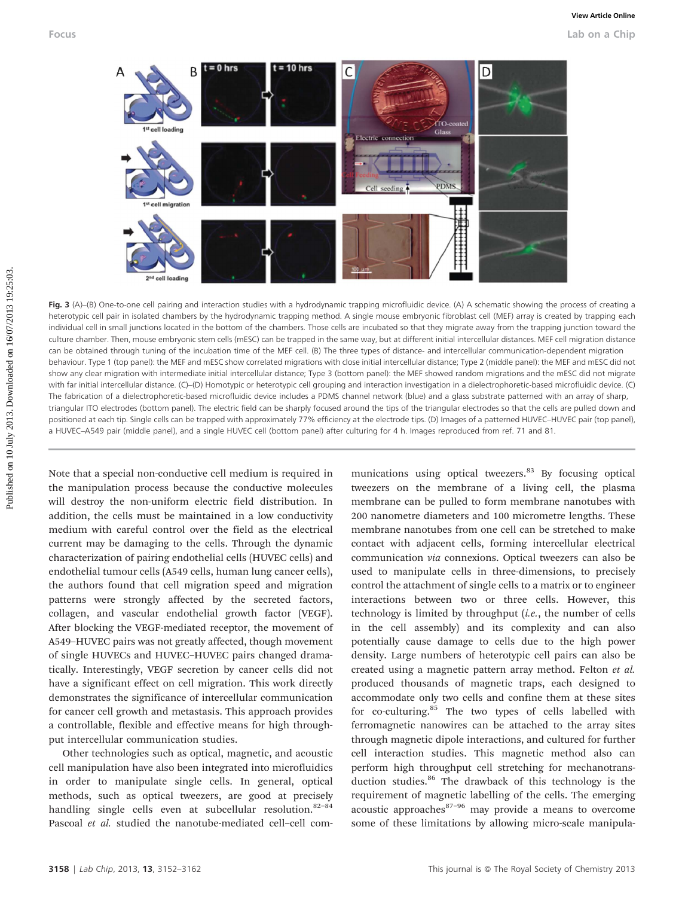**Fig. 3** (A)–(B) One-to-one cell pairing and interaction studies with a hydrodynamic trapping microfluidic device. (A) A schematic showing the process of creating a heterotypic cell pair in isolated chambers by the hydrodynamic trapping method. A single mouse embryonic fibroblast cell (MEF) array is created by trapping each individual cell in small junctions located in the bottom of the chambers. Those cells are incubated so that they migrate away from the trapping junction toward the culture chamber. Then, mouse embryonic stem cells (mESC) can be trapped in the same way, but at different initial intercellular distances. MEF cell migration distance can be obtained through tuning of the incubation time of the MEF cell. (B) The three types of distance- and intercellular communication-dependent migration behaviour. Type 1 (top panel): the MEF and mESC show correlated migrations with close initial intercellular distance; Type 2 (middle panel): the MEF and mESC did not show any clear migration with intermediate initial intercellular distance; Type 3 (bottom panel): the MEF showed random migrations and the mESC did not migrate with far initial intercellular distance. (C)–(D) Homotypic or heterotypic cell grouping and interaction investigation in a dielectrophoretic-based microfluidic device. (C) The fabrication of a dielectrophoretic-based microfluidic device includes a PDMS channel network (blue) and a glass substrate patterned with an array of sharp, triangular ITO electrodes (bottom panel). The electric field can be sharply focused around the tips of the triangular electrodes so that the cells are pulled down and positioned at each tip. Single cells can be trapped with approximately 77% efficiency at the electrode tips. (D) Images of a patterned HUVEC–HUVEC pair (top panel), a HUVEC–A549 pair (middle panel), and a single HUVEC cell (bottom panel) after culturing for 4 h. Images reproduced from ref. 71 and 81.

Note that a special non-conductive cell medium is required in the manipulation process because the conductive molecules will destroy the non-uniform electric field distribution. In addition, the cells must be maintained in a low conductivity medium with careful control over the field as the electrical current may be damaging to the cells. Through the dynamic characterization of pairing endothelial cells (HUVEC cells) and endothelial tumour cells (A549 cells, human lung cancer cells), the authors found that cell migration speed and migration patterns were strongly affected by the secreted factors, collagen, and vascular endothelial growth factor (VEGF). After blocking the VEGF-mediated receptor, the movement of A549–HUVEC pairs was not greatly affected, though movement of single HUVECs and HUVEC–HUVEC pairs changed dramatically. Interestingly, VEGF secretion by cancer cells did not have a significant effect on cell migration. This work directly demonstrates the significance of intercellular communication for cancer cell growth and metastasis. This approach provides a controllable, flexible and effective means for high throughput intercellular communication studies.

Other technologies such as optical, magnetic, and acoustic cell manipulation have also been integrated into microfluidics in order to manipulate single cells. In general, optical methods, such as optical tweezers, are good at precisely handling single cells even at subcellular resolution.[82–84] Pascoal *et al.* studied the nanotube-mediated cell–cell communications using optical tweezers.[83] By focusing optical tweezers on the membrane of a living cell, the plasma membrane can be pulled to form membrane nanotubes with 200 nanometre diameters and 100 micrometre lengths. These membrane nanotubes from one cell can be stretched to make contact with adjacent cells, forming intercellular electrical communication *via* connexions. Optical tweezers can also be used to manipulate cells in three-dimensions, to precisely control the attachment of single cells to a matrix or to engineer interactions between two or three cells. However, this technology is limited by throughput (*i.e.*, the number of cells in the cell assembly) and its complexity and can also potentially cause damage to cells due to the high power density. Large numbers of heterotypic cell pairs can also be created using a magnetic pattern array method. Felton *et al.* produced thousands of magnetic traps, each designed to accommodate only two cells and confine them at these sites for co-culturing.[85] The two types of cells labelled with ferromagnetic nanowires can be attached to the array sites through magnetic dipole interactions, and cultured for further cell interaction studies. This magnetic method also can perform high throughput cell stretching for mechanotransduction studies.[86] The drawback of this technology is the requirement of magnetic labelling of the cells. The emerging acoustic approaches[87–96] may provide a means to overcome some of these limitations by allowing micro-scale manipula-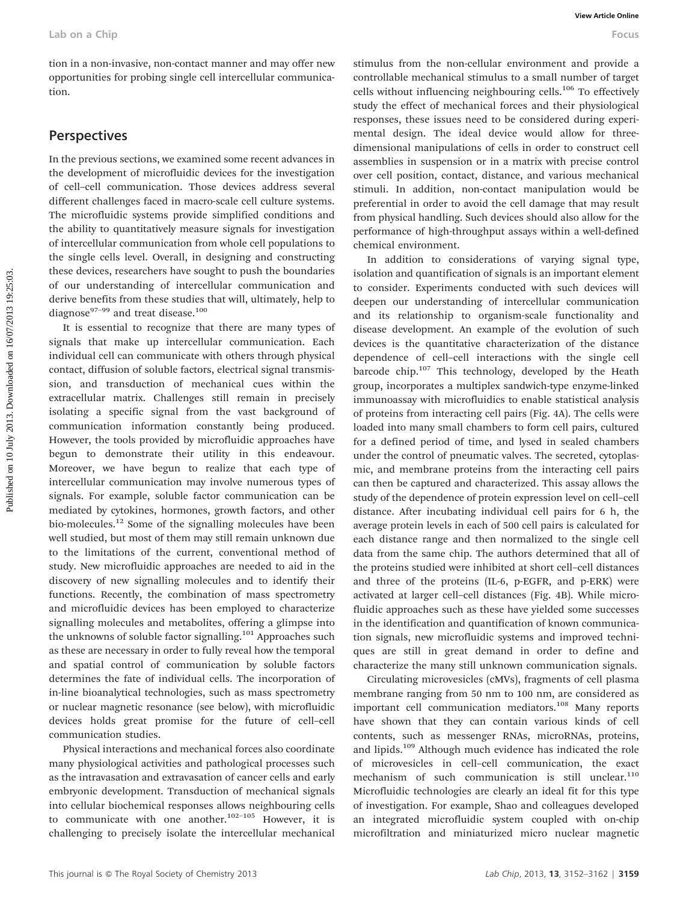tion in a non-invasive, non-contact manner and may offer new opportunities for probing single cell intercellular communication.

## Perspectives

In the previous sections, we examined some recent advances in the development of microfluidic devices for the investigation of cell–cell communication. Those devices address several different challenges faced in macro-scale cell culture systems. The microfluidic systems provide simplified conditions and the ability to quantitatively measure signals for investigation of intercellular communication from whole cell populations to the single cells level. Overall, in designing and constructing these devices, researchers have sought to push the boundaries of our understanding of intercellular communication and derive benefits from these studies that will, ultimately, help to diagnose[97–99] and treat disease.[100]

It is essential to recognize that there are many types of signals that make up intercellular communication. Each individual cell can communicate with others through physical contact, diffusion of soluble factors, electrical signal transmission, and transduction of mechanical cues within the extracellular matrix. Challenges still remain in precisely isolating a specific signal from the vast background of communication information constantly being produced. However, the tools provided by microfluidic approaches have begun to demonstrate their utility in this endeavour. Moreover, we have begun to realize that each type of intercellular communication may involve numerous types of signals. For example, soluble factor communication can be mediated by cytokines, hormones, growth factors, and other bio-molecules.[12] Some of the signalling molecules have been well studied, but most of them may still remain unknown due to the limitations of the current, conventional method of study. New microfluidic approaches are needed to aid in the discovery of new signalling molecules and to identify their functions. Recently, the combination of mass spectrometry and microfluidic devices has been employed to characterize signalling molecules and metabolites, offering a glimpse into the unknowns of soluble factor signalling.[101] Approaches such as these are necessary in order to fully reveal how the temporal and spatial control of communication by soluble factors determines the fate of individual cells. The incorporation of in-line bioanalytical technologies, such as mass spectrometry or nuclear magnetic resonance (see below), with microfluidic devices holds great promise for the future of cell–cell communication studies.

Physical interactions and mechanical forces also coordinate many physiological activities and pathological processes such as the intravasation and extravasation of cancer cells and early embryonic development. Transduction of mechanical signals into cellular biochemical responses allows neighbouring cells to communicate with one another.[102–105] However, it is challenging to precisely isolate the intercellular mechanical stimulus from the non-cellular environment and provide a controllable mechanical stimulus to a small number of target cells without influencing neighbouring cells.[106] To effectively study the effect of mechanical forces and their physiological responses, these issues need to be considered during experimental design. The ideal device would allow for three-dimensional manipulations of cells in order to construct cell assemblies in suspension or in a matrix with precise control over cell position, contact, distance, and various mechanical stimuli. In addition, non-contact manipulation would be preferential in order to avoid the cell damage that may result from physical handling. Such devices should also allow for the performance of high-throughput assays within a well-defined chemical environment.

In addition to considerations of varying signal type, isolation and quantification of signals is an important element to consider. Experiments conducted with such devices will deepen our understanding of intercellular communication and its relationship to organism-scale functionality and disease development. An example of the evolution of such devices is the quantitative characterization of the distance dependence of cell–cell interactions with the single cell barcode chip.[107] This technology, developed by the Heath group, incorporates a multiplex sandwich-type enzyme-linked immunoassay with microfluidics to enable statistical analysis of proteins from interacting cell pairs (Fig. 4A). The cells were loaded into many small chambers to form cell pairs, cultured for a defined period of time, and lysed in sealed chambers under the control of pneumatic valves. The secreted, cytoplasmic, and membrane proteins from the interacting cell pairs can then be captured and characterized. This assay allows the study of the dependence of protein expression level on cell–cell distance. After incubating individual cell pairs for 6 h, the average protein levels in each of 500 cell pairs is calculated for each distance range and then normalized to the single cell data from the same chip. The authors determined that all of the proteins studied were inhibited at short cell–cell distances and three of the proteins (IL-6, p-EGFR, and p-ERK) were activated at larger cell–cell distances (Fig. 4B). While microfluidic approaches such as these have yielded some successes in the identification and quantification of known communication signals, new microfluidic systems and improved techniques are still in great demand in order to define and characterize the many still unknown communication signals.

Circulating microvesicles (cMVs), fragments of cell plasma membrane ranging from 50 nm to 100 nm, are considered as important cell communication mediators.[108] Many reports have shown that they can contain various kinds of cell contents, such as messenger RNAs, microRNAs, proteins, and lipids.[109] Although much evidence has indicated the role of microvesicles in cell–cell communication, the exact mechanism of such communication is still unclear.[110] Microfluidic technologies are clearly an ideal fit for this type of investigation. For example, Shao and colleagues developed an integrated microfluidic system coupled with on-chip microfiltration and miniaturized micro nuclear magnetic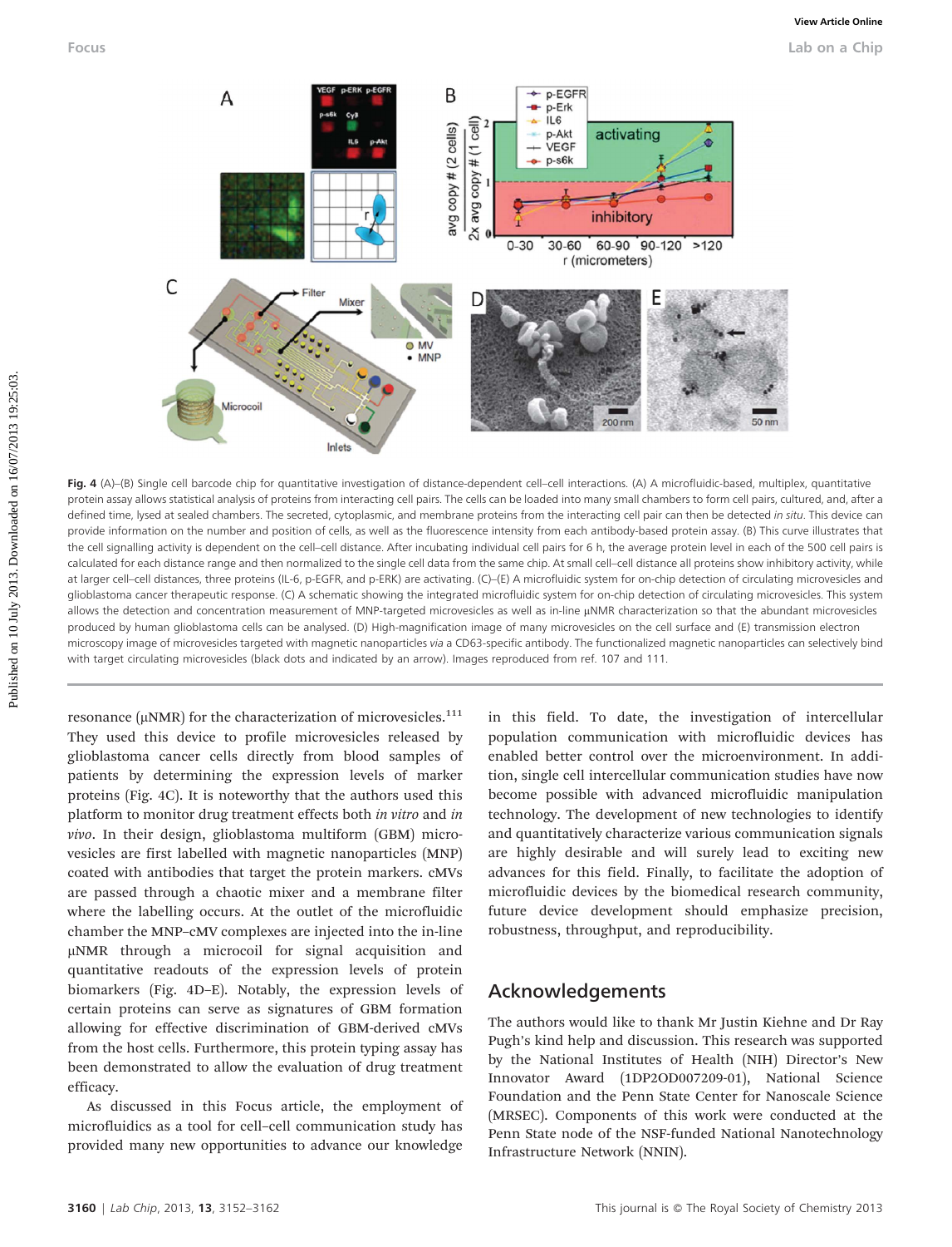Fig. 4 (A)–(B) Single cell barcode chip for quantitative investigation of distance-dependent cell–cell interactions. (A) A microfluidic-based, multiplex, quantitative protein assay allows statistical analysis of proteins from interacting cell pairs. The cells can be loaded into many small chambers to form cell pairs, cultured, and, after a defined time, lysed at sealed chambers. The secreted, cytoplasmic, and membrane proteins from the interacting cell pair can then be detected *in situ*. This device can provide information on the number and position of cells, as well as the fluorescence intensity from each antibody-based protein assay. (B) This curve illustrates that the cell signalling activity is dependent on the cell–cell distance. After incubating individual cell pairs for 6 h, the average protein level in each of the 500 cell pairs is calculated for each distance range and then normalized to the single cell data from the same chip. At small cell–cell distance all proteins show inhibitory activity, while at larger cell–cell distances, three proteins (IL-6, p-EGFR, and p-ERK) are activating. (C)–(E) A microfluidic system for on-chip detection of circulating microvesicles and glioblastoma cancer therapeutic response. (C) A schematic showing the integrated microfluidic system for on-chip detection of circulating microvesicles. This system allows the detection and concentration measurement of MNP-targeted microvesicles as well as in-line μNMR characterization so that the abundant microvesicles produced by human glioblastoma cells can be analysed. (D) High-magnification image of many microvesicles on the cell surface and (E) transmission electron microscopy image of microvesicles targeted with magnetic nanoparticles *via* a CD63-specific antibody. The functionalized magnetic nanoparticles can selectively bind with target circulating microvesicles (black dots and indicated by an arrow). Images reproduced from ref. 107 and 111.

resonance (μNMR) for the characterization of microvesicles.[111] They used this device to profile microvesicles released by glioblastoma cancer cells directly from blood samples of patients by determining the expression levels of marker proteins (Fig. 4C). It is noteworthy that the authors used this platform to monitor drug treatment effects both *in vitro* and *in vivo*. In their design, glioblastoma multiform (GBM) microvesicles are first labelled with magnetic nanoparticles (MNP) coated with antibodies that target the protein markers. cMVs are passed through a chaotic mixer and a membrane filter where the labelling occurs. At the outlet of the microfluidic chamber the MNP–cMV complexes are injected into the in-line μNMR through a microcoil for signal acquisition and quantitative readouts of the expression levels of protein biomarkers (Fig. 4D–E). Notably, the expression levels of certain proteins can serve as signatures of GBM formation allowing for effective discrimination of GBM-derived cMVs from the host cells. Furthermore, this protein typing assay has been demonstrated to allow the evaluation of drug treatment efficacy.

As discussed in this Focus article, the employment of microfluidics as a tool for cell–cell communication study has provided many new opportunities to advance our knowledge in this field. To date, the investigation of intercellular population communication with microfluidic devices has enabled better control over the microenvironment. In addition, single cell intercellular communication studies have now become possible with advanced microfluidic manipulation technology. The development of new technologies to identify and quantitatively characterize various communication signals are highly desirable and will surely lead to exciting new advances for this field. Finally, to facilitate the adoption of microfluidic devices by the biomedical research community, future device development should emphasize precision, robustness, throughput, and reproducibility.

## Acknowledgements

The authors would like to thank Mr Justin Kiehne and Dr Ray Pugh's kind help and discussion. This research was supported by the National Institutes of Health (NIH) Director's New Innovator Award (1DP2OD007209-01), National Science Foundation and the Penn State Center for Nanoscale Science (MRSEC). Components of this work were conducted at the Penn State node of the NSF-funded National Nanotechnology Infrastructure Network (NNIN).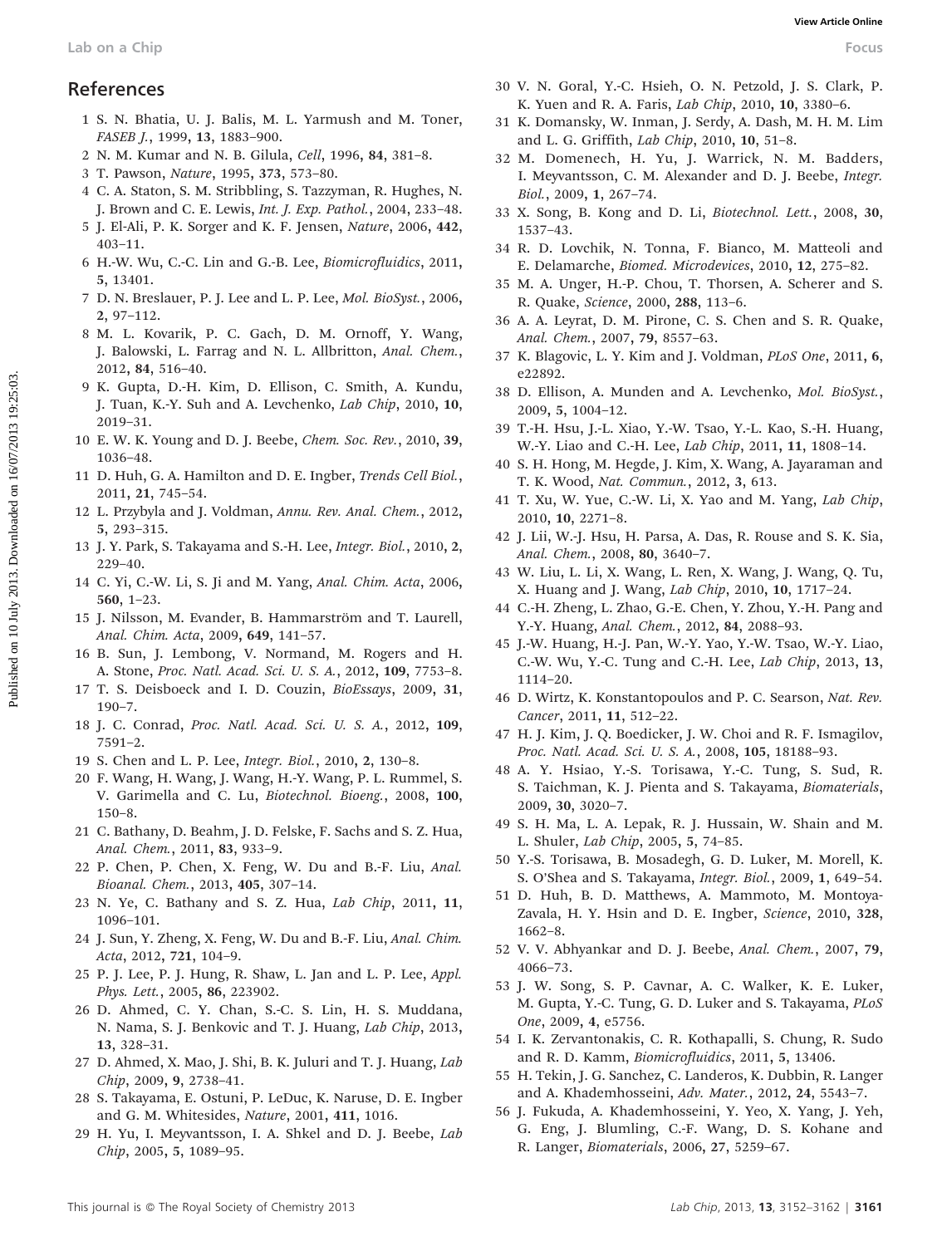## References

1 S. N. Bhatia, U. J. Balis, M. L. Yarmush and M. Toner, *FASEB J.*, 1999, **13**, 1883–900.

2 N. M. Kumar and N. B. Gilula, *Cell*, 1996, **84**, 381–8.

3 T. Pawson, *Nature*, 1995, **373**, 573–80.

4 C. A. Staton, S. M. Stribbling, S. Tazzyman, R. Hughes, N. J. Brown and C. E. Lewis, *Int. J. Exp. Pathol.*, 2004, 233–48.

5 J. El-Ali, P. K. Sorger and K. F. Jensen, *Nature*, 2006, **442**, 403–11.

6 H.-W. Wu, C.-C. Lin and G.-B. Lee, *Biomicrofluidics*, 2011, **5**, 13401.

7 D. N. Breslauer, P. J. Lee and L. P. Lee, *Mol. BioSyst.*, 2006, **2**, 97–112.

8 M. L. Kovarik, P. C. Gach, D. M. Ornoff, Y. Wang, J. Balowski, L. Farrag and N. L. Allbritton, *Anal. Chem.*, 2012, **84**, 516–40.

9 K. Gupta, D.-H. Kim, D. Ellison, C. Smith, A. Kundu, J. Tuan, K.-Y. Suh and A. Levchenko, *Lab Chip*, 2010, **10**, 2019–31.

10 E. W. K. Young and D. J. Beebe, *Chem. Soc. Rev.*, 2010, **39**, 1036–48.

11 D. Huh, G. A. Hamilton and D. E. Ingber, *Trends Cell Biol.*, 2011, **21**, 745–54.

12 L. Przybyla and J. Voldman, *Annu. Rev. Anal. Chem.*, 2012, **5**, 293–315.

13 J. Y. Park, S. Takayama and S.-H. Lee, *Integr. Biol.*, 2010, **2**, 229–40.

14 C. Yi, C.-W. Li, S. Ji and M. Yang, *Anal. Chim. Acta*, 2006, **560**, 1–23.

15 J. Nilsson, M. Evander, B. Hammarström and T. Laurell, *Anal. Chim. Acta*, 2009, **649**, 141–57.

16 B. Sun, J. Lembong, V. Normand, M. Rogers and H. A. Stone, *Proc. Natl. Acad. Sci. U. S. A.*, 2012, **109**, 7753–8.

17 T. S. Deisboeck and I. D. Couzin, *BioEssays*, 2009, **31**, 190–7.

18 J. C. Conrad, *Proc. Natl. Acad. Sci. U. S. A.*, 2012, **109**, 7591–2.

19 S. Chen and L. P. Lee, *Integr. Biol.*, 2010, **2**, 130–8.

20 F. Wang, H. Wang, J. Wang, H.-Y. Wang, P. L. Rummel, S. V. Garimella and C. Lu, *Biotechnol. Bioeng.*, 2008, **100**, 150–8.

21 C. Bathany, D. Beahm, J. D. Felske, F. Sachs and S. Z. Hua, *Anal. Chem.*, 2011, **83**, 933–9.

22 P. Chen, P. Chen, X. Feng, W. Du and B.-F. Liu, *Anal. Bioanal. Chem.*, 2013, **405**, 307–14.

23 N. Ye, C. Bathany and S. Z. Hua, *Lab Chip*, 2011, **11**, 1096–101.

24 J. Sun, Y. Zheng, X. Feng, W. Du and B.-F. Liu, *Anal. Chim. Acta*, 2012, **721**, 104–9.

25 P. J. Lee, P. J. Hung, R. Shaw, L. Jan and L. P. Lee, *Appl. Phys. Lett.*, 2005, **86**, 223902.

26 D. Ahmed, C. Y. Chan, S.-C. S. Lin, H. S. Muddana, N. Nama, S. J. Benkovic and T. J. Huang, *Lab Chip*, 2013, **13**, 328–31.

27 D. Ahmed, X. Mao, J. Shi, B. K. Juluri and T. J. Huang, *Lab Chip*, 2009, **9**, 2738–41.

28 S. Takayama, E. Ostuni, P. LeDuc, K. Naruse, D. E. Ingber and G. M. Whitesides, *Nature*, 2001, **411**, 1016.

29 H. Yu, I. Meyvantsson, I. A. Shkel and D. J. Beebe, *Lab Chip*, 2005, **5**, 1089–95.

30 V. N. Goral, Y.-C. Hsieh, O. N. Petzold, J. S. Clark, P. K. Yuen and R. A. Faris, *Lab Chip*, 2010, **10**, 3380–6.

31 K. Domansky, W. Inman, J. Serdy, A. Dash, M. H. M. Lim and L. G. Griffith, *Lab Chip*, 2010, **10**, 51–8.

32 M. Domenech, H. Yu, J. Warrick, N. M. Badders, I. Meyvantsson, C. M. Alexander and D. J. Beebe, *Integr. Biol.*, 2009, **1**, 267–74.

33 X. Song, B. Kong and D. Li, *Biotechnol. Lett.*, 2008, **30**, 1537–43.

34 R. D. Lovchik, N. Tonna, F. Bianco, M. Matteoli and E. Delamarche, *Biomed. Microdevices*, 2010, **12**, 275–82.

35 M. A. Unger, H.-P. Chou, T. Thorsen, A. Scherer and S. R. Quake, *Science*, 2000, **288**, 113–6.

36 A. A. Leyrat, D. M. Pirone, C. S. Chen and S. R. Quake, *Anal. Chem.*, 2007, **79**, 8557–63.

37 K. Blagovic, L. Y. Kim and J. Voldman, *PLoS One*, 2011, **6**, e22892.

38 D. Ellison, A. Munden and A. Levchenko, *Mol. BioSyst.*, 2009, **5**, 1004–12.

39 T.-H. Hsu, J.-L. Xiao, Y.-W. Tsao, Y.-L. Kao, S.-H. Huang, W.-Y. Liao and C.-H. Lee, *Lab Chip*, 2011, **11**, 1808–14.

40 S. H. Hong, M. Hegde, J. Kim, X. Wang, A. Jayaraman and T. K. Wood, *Nat. Commun.*, 2012, **3**, 613.

41 T. Xu, W. Yue, C.-W. Li, X. Yao and M. Yang, *Lab Chip*, 2010, **10**, 2271–8.

42 J. Lii, W.-J. Hsu, H. Parsa, A. Das, R. Rouse and S. K. Sia, *Anal. Chem.*, 2008, **80**, 3640–7.

43 W. Liu, L. Li, X. Wang, L. Ren, X. Wang, J. Wang, Q. Tu, X. Huang and J. Wang, *Lab Chip*, 2010, **10**, 1717–24.

44 C.-H. Zheng, L. Zhao, G.-E. Chen, Y. Zhou, Y.-H. Pang and Y.-Y. Huang, *Anal. Chem.*, 2012, **84**, 2088–93.

45 J.-W. Huang, H.-J. Pan, W.-Y. Yao, Y.-W. Tsao, W.-Y. Liao, C.-W. Wu, Y.-C. Tung and C.-H. Lee, *Lab Chip*, 2013, **13**, 1114–20.

46 D. Wirtz, K. Konstantopoulos and P. C. Searson, *Nat. Rev. Cancer*, 2011, **11**, 512–22.

47 H. J. Kim, J. Q. Boedicker, J. W. Choi and R. F. Ismagilov, *Proc. Natl. Acad. Sci. U. S. A.*, 2008, **105**, 18188–93.

48 A. Y. Hsiao, Y.-S. Torisawa, Y.-C. Tung, S. Sud, R. S. Taichman, K. J. Pienta and S. Takayama, *Biomaterials*, 2009, **30**, 3020–7.

49 S. H. Ma, L. A. Lepak, R. J. Hussain, W. Shain and M. L. Shuler, *Lab Chip*, 2005, **5**, 74–85.

50 Y.-S. Torisawa, B. Mosadegh, G. D. Luker, M. Morell, K. S. O'Shea and S. Takayama, *Integr. Biol.*, 2009, **1**, 649–54.

51 D. Huh, B. D. Matthews, A. Mammoto, M. Montoya-Zavala, H. Y. Hsin and D. E. Ingber, *Science*, 2010, **328**, 1662–8.

52 V. V. Abhyankar and D. J. Beebe, *Anal. Chem.*, 2007, **79**, 4066–73.

53 J. W. Song, S. P. Cavnar, A. C. Walker, K. E. Luker, M. Gupta, Y.-C. Tung, G. D. Luker and S. Takayama, *PLoS One*, 2009, **4**, e5756.

54 I. K. Zervantonakis, C. R. Kothapalli, S. Chung, R. Sudo and R. D. Kamm, *Biomicrofluidics*, 2011, **5**, 13406.

55 H. Tekin, J. G. Sanchez, C. Landeros, K. Dubbin, R. Langer and A. Khademhosseini, *Adv. Mater.*, 2012, **24**, 5543–7.

56 J. Fukuda, A. Khademhosseini, Y. Yeo, X. Yang, J. Yeh, G. Eng, J. Blumling, C.-F. Wang, D. S. Kohane and R. Langer, *Biomaterials*, 2006, **27**, 5259–67.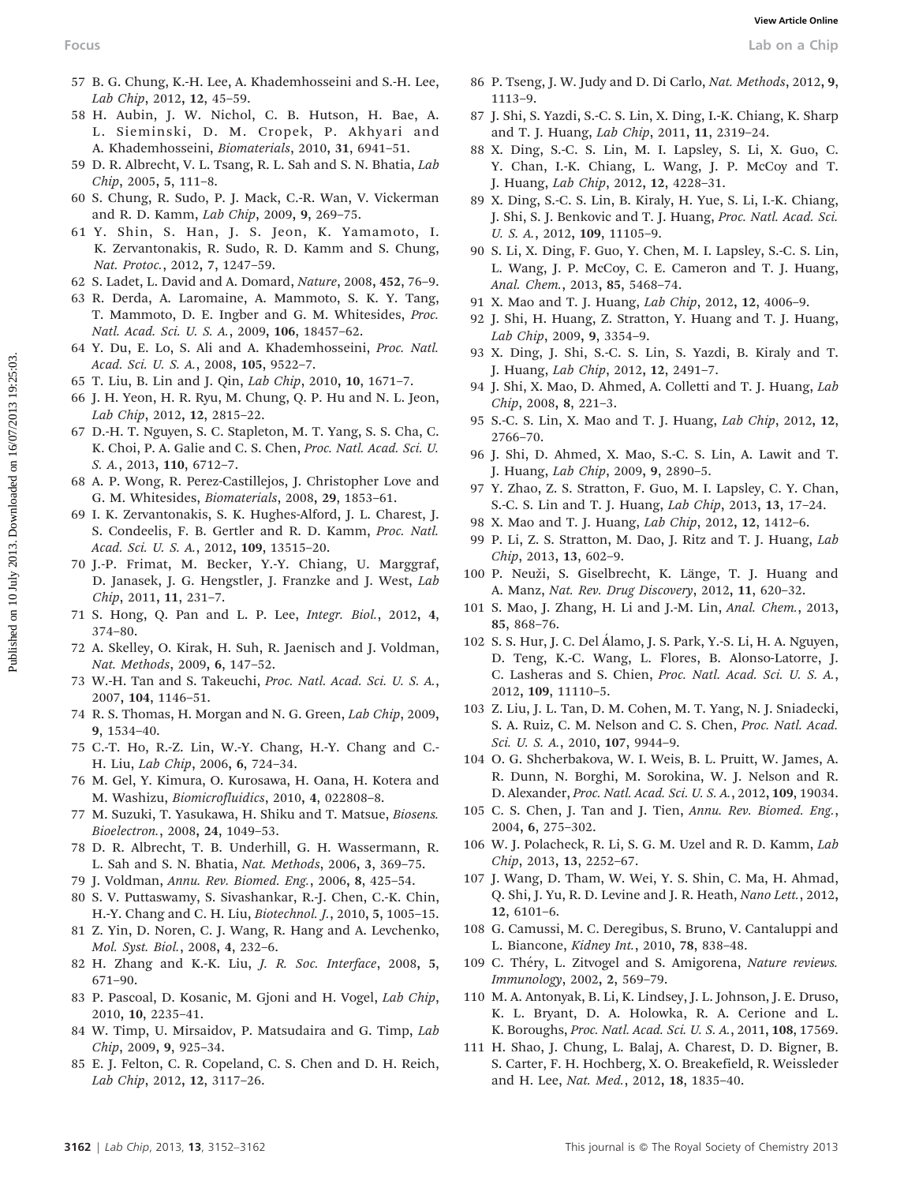57 B. G. Chung, K.-H. Lee, A. Khademhosseini and S.-H. Lee, *Lab Chip*, 2012, **12**, 45–59.

58 H. Aubin, J. W. Nichol, C. B. Hutson, H. Bae, A. L. Sieminski, D. M. Cropek, P. Akhyari and A. Khademhosseini, *Biomaterials*, 2010, **31**, 6941–51.

59 D. R. Albrecht, V. L. Tsang, R. L. Sah and S. N. Bhatia, *Lab Chip*, 2005, **5**, 111–8.

60 S. Chung, R. Sudo, P. J. Mack, C.-R. Wan, V. Vickerman and R. D. Kamm, *Lab Chip*, 2009, **9**, 269–75.

61 Y. Shin, S. Han, J. S. Jeon, K. Yamamoto, I. K. Zervantonakis, R. Sudo, R. D. Kamm and S. Chung, *Nat. Protoc.*, 2012, **7**, 1247–59.

62 S. Ladet, L. David and A. Domard, *Nature*, 2008, **452**, 76–9.

63 R. Derda, A. Laromaine, A. Mammoto, S. K. Y. Tang, T. Mammoto, D. E. Ingber and G. M. Whitesides, *Proc. Natl. Acad. Sci. U. S. A.*, 2009, **106**, 18457–62.

64 Y. Du, E. Lo, S. Ali and A. Khademhosseini, *Proc. Natl. Acad. Sci. U. S. A.*, 2008, **105**, 9522–7.

65 T. Liu, B. Lin and J. Qin, *Lab Chip*, 2010, **10**, 1671–7.

66 J. H. Yeon, H. R. Ryu, M. Chung, Q. P. Hu and N. L. Jeon, *Lab Chip*, 2012, **12**, 2815–22.

67 D.-H. T. Nguyen, S. C. Stapleton, M. T. Yang, S. S. Cha, C. K. Choi, P. A. Galie and C. S. Chen, *Proc. Natl. Acad. Sci. U. S. A.*, 2013, **110**, 6712–7.

68 A. P. Wong, R. Perez-Castillejos, J. Christopher Love and G. M. Whitesides, *Biomaterials*, 2008, **29**, 1853–61.

69 I. K. Zervantonakis, S. K. Hughes-Alford, J. L. Charest, J. S. Condeelis, F. B. Gertler and R. D. Kamm, *Proc. Natl. Acad. Sci. U. S. A.*, 2012, **109**, 13515–20.

70 J.-P. Frimat, M. Becker, Y.-Y. Chiang, U. Marggraf, D. Janasek, J. G. Hengstler, J. Franzke and J. West, *Lab Chip*, 2011, **11**, 231–7.

71 S. Hong, Q. Pan and L. P. Lee, *Integr. Biol.*, 2012, **4**, 374–80.

72 A. Skelley, O. Kirak, H. Suh, R. Jaenisch and J. Voldman, *Nat. Methods*, 2009, **6**, 147–52.

73 W.-H. Tan and S. Takeuchi, *Proc. Natl. Acad. Sci. U. S. A.*, 2007, **104**, 1146–51.

74 R. S. Thomas, H. Morgan and N. G. Green, *Lab Chip*, 2009, **9**, 1534–40.

75 C.-T. Ho, R.-Z. Lin, W.-Y. Chang, H.-Y. Chang and C.-H. Liu, *Lab Chip*, 2006, **6**, 724–34.

76 M. Gel, Y. Kimura, O. Kurosawa, H. Oana, H. Kotera and M. Washizu, *Biomicrofluidics*, 2010, **4**, 022808–8.

77 M. Suzuki, T. Yasukawa, H. Shiku and T. Matsue, *Biosens. Bioelectron.*, 2008, **24**, 1049–53.

78 D. R. Albrecht, T. B. Underhill, G. H. Wassermann, R. L. Sah and S. N. Bhatia, *Nat. Methods*, 2006, **3**, 369–75.

79 J. Voldman, *Annu. Rev. Biomed. Eng.*, 2006, **8**, 425–54.

80 S. V. Puttaswamy, S. Sivashankar, R.-J. Chen, C.-K. Chin, H.-Y. Chang and C. H. Liu, *Biotechnol. J.*, 2010, **5**, 1005–15.

81 Z. Yin, D. Noren, C. J. Wang, R. Hang and A. Levchenko, *Mol. Syst. Biol.*, 2008, **4**, 232–6.

82 H. Zhang and K.-K. Liu, *J. R. Soc. Interface*, 2008, **5**, 671–90.

83 P. Pascoal, D. Kosanic, M. Gjoni and H. Vogel, *Lab Chip*, 2010, **10**, 2235–41.

84 W. Timp, U. Mirsaidov, P. Matsudaira and G. Timp, *Lab Chip*, 2009, **9**, 925–34.

85 E. J. Felton, C. R. Copeland, C. S. Chen and D. H. Reich, *Lab Chip*, 2012, **12**, 3117–26.

86 P. Tseng, J. W. Judy and D. Di Carlo, *Nat. Methods*, 2012, **9**, 1113–9.

87 J. Shi, S. Yazdi, S.-C. S. Lin, X. Ding, I.-K. Chiang, K. Sharp and T. J. Huang, *Lab Chip*, 2011, **11**, 2319–24.

88 X. Ding, S.-C. S. Lin, M. I. Lapsley, S. Li, X. Guo, C. Y. Chan, I.-K. Chiang, L. Wang, J. P. McCoy and T. J. Huang, *Lab Chip*, 2012, **12**, 4228–31.

89 X. Ding, S.-C. S. Lin, B. Kiraly, H. Yue, S. Li, I.-K. Chiang, J. Shi, S. J. Benkovic and T. J. Huang, *Proc. Natl. Acad. Sci. U. S. A.*, 2012, **109**, 11105–9.

90 S. Li, X. Ding, F. Guo, Y. Chen, M. I. Lapsley, S.-C. S. Lin, L. Wang, J. P. McCoy, C. E. Cameron and T. J. Huang, *Anal. Chem.*, 2013, **85**, 5468–74.

91 X. Mao and T. J. Huang, *Lab Chip*, 2012, **12**, 4006–9.

92 J. Shi, H. Huang, Z. Stratton, Y. Huang and T. J. Huang, *Lab Chip*, 2009, **9**, 3354–9.

93 X. Ding, J. Shi, S.-C. S. Lin, S. Yazdi, B. Kiraly and T. J. Huang, *Lab Chip*, 2012, **12**, 2491–7.

94 J. Shi, X. Mao, D. Ahmed, A. Colletti and T. J. Huang, *Lab Chip*, 2008, **8**, 221–3.

95 S.-C. S. Lin, X. Mao and T. J. Huang, *Lab Chip*, 2012, **12**, 2766–70.

96 J. Shi, D. Ahmed, X. Mao, S.-C. S. Lin, A. Lawit and T. J. Huang, *Lab Chip*, 2009, **9**, 2890–5.

97 Y. Zhao, Z. S. Stratton, F. Guo, M. I. Lapsley, C. Y. Chan, S.-C. S. Lin and T. J. Huang, *Lab Chip*, 2013, **13**, 17–24.

98 X. Mao and T. J. Huang, *Lab Chip*, 2012, **12**, 1412–6.

99 P. Li, Z. S. Stratton, M. Dao, J. Ritz and T. J. Huang, *Lab Chip*, 2013, **13**, 602–9.

100 P. Neuži, S. Giselbrecht, K. Länge, T. J. Huang and A. Manz, *Nat. Rev. Drug Discovery*, 2012, **11**, 620–32.

101 S. Mao, J. Zhang, H. Li and J.-M. Lin, *Anal. Chem.*, 2013, **85**, 868–76.

102 S. S. Hur, J. C. Del Álamo, J. S. Park, Y.-S. Li, H. A. Nguyen, D. Teng, K.-C. Wang, L. Flores, B. Alonso-Latorre, J. C. Lasheras and S. Chien, *Proc. Natl. Acad. Sci. U. S. A.*, 2012, **109**, 11110–5.

103 Z. Liu, J. L. Tan, D. M. Cohen, M. T. Yang, N. J. Sniadecki, S. A. Ruiz, C. M. Nelson and C. S. Chen, *Proc. Natl. Acad. Sci. U. S. A.*, 2010, **107**, 9944–9.

104 O. G. Shcherbakova, W. I. Weis, B. L. Pruitt, W. James, A. R. Dunn, N. Borghi, M. Sorokina, W. J. Nelson and R. D. Alexander, *Proc. Natl. Acad. Sci. U. S. A.*, 2012, **109**, 19034.

105 C. S. Chen, J. Tan and J. Tien, *Annu. Rev. Biomed. Eng.*, 2004, **6**, 275–302.

106 W. J. Polacheck, R. Li, S. G. M. Uzel and R. D. Kamm, *Lab Chip*, 2013, **13**, 2252–67.

107 J. Wang, D. Tham, W. Wei, Y. S. Shin, C. Ma, H. Ahmad, Q. Shi, J. Yu, R. D. Levine and J. R. Heath, *Nano Lett.*, 2012, **12**, 6101–6.

108 G. Camussi, M. C. Deregibus, S. Bruno, V. Cantaluppi and L. Biancone, *Kidney Int.*, 2010, **78**, 838–48.

109 C. Théry, L. Zitvogel and S. Amigorena, *Nature reviews. Immunology*, 2002, **2**, 569–79.

110 M. A. Antonyak, B. Li, K. Lindsey, J. L. Johnson, J. E. Druso, K. L. Bryant, D. A. Holowka, R. A. Cerione and L. K. Boroughs, *Proc. Natl. Acad. Sci. U. S. A.*, 2011, **108**, 17569.

111 H. Shao, J. Chung, L. Balaj, A. Charest, D. D. Bigner, B. S. Carter, F. H. Hochberg, X. O. Breakefield, R. Weissleder and H. Lee, *Nat. Med.*, 2012, **18**, 1835–40.